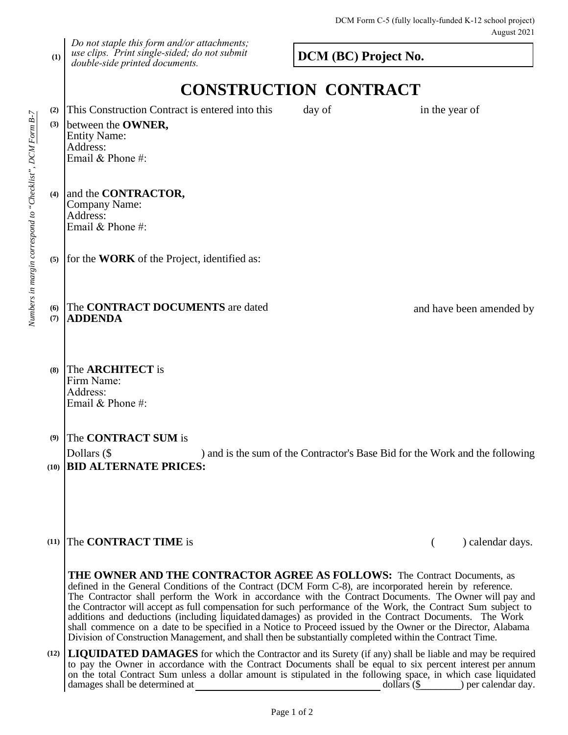DCM Form C-5 (fully locally-funded K-12 school project)
August 2021

*Numbers in margin correspond to "Checklist", DCM Form B-7*

(1) *Do not staple this form and/or attachments; use clips. Print single-sided; do not submit double-side printed documents.*

**DCM (BC) Project No.**

# CONSTRUCTION CONTRACT

(2) This Construction Contract is entered into this day of in the year of

(3) between the **OWNER,**
Entity Name:
Address:
Email & Phone #:

(4) and the **CONTRACTOR,**
Company Name:
Address:
Email & Phone #:

(5) for the **WORK** of the Project, identified as:

(6) The **CONTRACT DOCUMENTS** are dated and have been amended by
(7) **ADDENDA**

(8) The **ARCHITECT** is
Firm Name:
Address:
Email & Phone #:

(9) The **CONTRACT SUM** is
Dollars ($ ) and is the sum of the Contractor's Base Bid for the Work and the following
(10) **BID ALTERNATE PRICES:**

(11) The **CONTRACT TIME** is ( ) calendar days.

**THE OWNER AND THE CONTRACTOR AGREE AS FOLLOWS:** The Contract Documents, as defined in the General Conditions of the Contract (DCM Form C-8), are incorporated herein by reference. The Contractor shall perform the Work in accordance with the Contract Documents. The Owner will pay and the Contractor will accept as full compensation for such performance of the Work, the Contract Sum subject to additions and deductions (including liquidated damages) as provided in the Contract Documents. The Work shall commence on a date to be specified in a Notice to Proceed issued by the Owner or the Director, Alabama Division of Construction Management, and shall then be substantially completed within the Contract Time.

(12) **LIQUIDATED DAMAGES** for which the Contractor and its Surety (if any) shall be liable and may be required to pay the Owner in accordance with the Contract Documents shall be equal to six percent interest per annum on the total Contract Sum unless a dollar amount is stipulated in the following space, in which case liquidated damages shall be determined at ______________________ dollars ($________) per calendar day.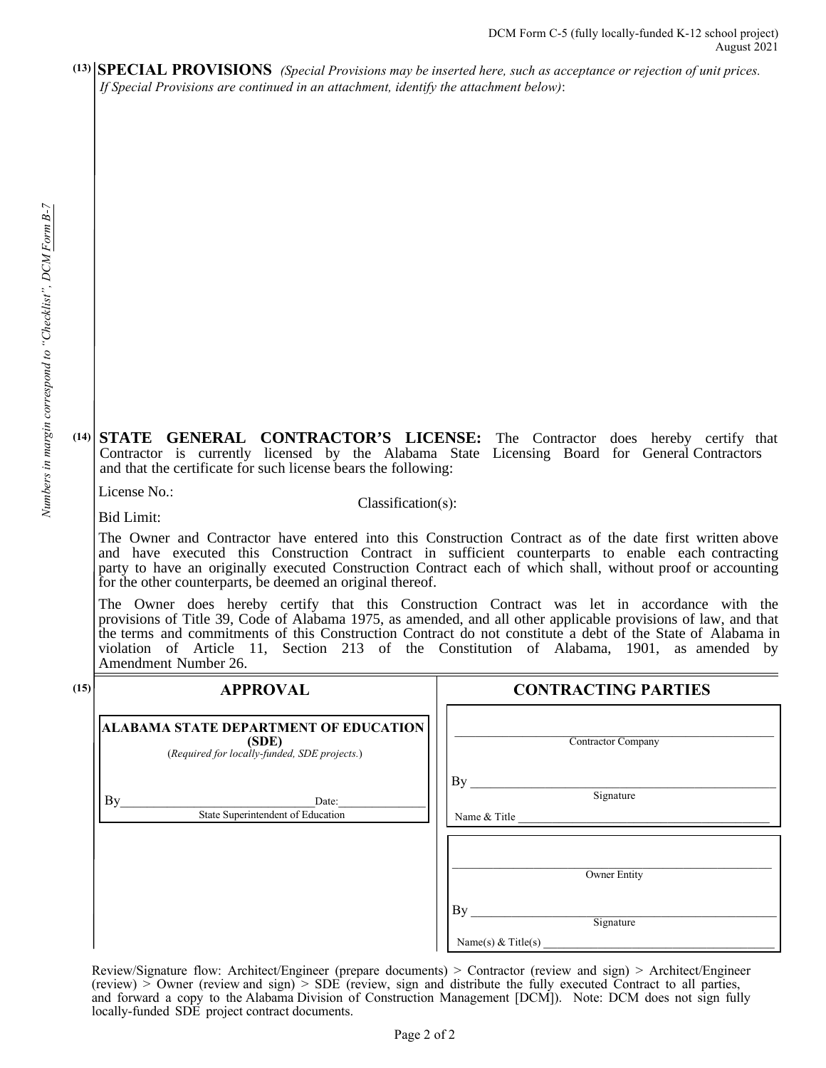**(13) SPECIAL PROVISIONS** *(Special Provisions may be inserted here, such as acceptance or rejection of unit prices. If Special Provisions are continued in an attachment, identify the attachment below)*:

*Numbers in margin correspond to "Checklist", DCM Form B-7*

**(14) STATE GENERAL CONTRACTOR'S LICENSE:** The Contractor does hereby certify that Contractor is currently licensed by the Alabama State Licensing Board for General Contractors and that the certificate for such license bears the following:

License No.:

Classification(s):

Bid Limit:

The Owner and Contractor have entered into this Construction Contract as of the date first written above and have executed this Construction Contract in sufficient counterparts to enable each contracting party to have an originally executed Construction Contract each of which shall, without proof or accounting for the other counterparts, be deemed an original thereof.

The Owner does hereby certify that this Construction Contract was let in accordance with the provisions of Title 39, Code of Alabama 1975, as amended, and all other applicable provisions of law, and that the terms and commitments of this Construction Contract do not constitute a debt of the State of Alabama in violation of Article 11, Section 213 of the Constitution of Alabama, 1901, as amended by Amendment Number 26.

**(15)**

| APPROVAL | CONTRACTING PARTIES |
|---|---|
| **ALABAMA STATE DEPARTMENT OF EDUCATION (SDE)**<br>(*Required for locally-funded, SDE projects.*)<br><br>By\_\_\_\_\_\_\_\_\_\_\_\_\_\_\_\_\_\_\_\_ Date:\_\_\_\_\_\_\_\_\_\_<br>State Superintendent of Education | \_\_\_\_\_\_\_\_\_\_\_\_\_\_\_\_\_\_\_\_\_\_\_\_<br>Contractor Company<br><br>By \_\_\_\_\_\_\_\_\_\_\_\_\_\_\_\_\_\_\_\_\_\_\_\_<br>Signature<br><br>Name & Title \_\_\_\_\_\_\_\_\_\_\_\_\_\_\_\_\_\_\_\_ |
| | \_\_\_\_\_\_\_\_\_\_\_\_\_\_\_\_\_\_\_\_\_\_\_\_<br>Owner Entity<br><br>By \_\_\_\_\_\_\_\_\_\_\_\_\_\_\_\_\_\_\_\_\_\_\_\_<br>Signature<br><br>Name(s) & Title(s) \_\_\_\_\_\_\_\_\_\_\_\_\_\_\_\_\_\_\_\_ |

Review/Signature flow: Architect/Engineer (prepare documents) > Contractor (review and sign) > Architect/Engineer (review) > Owner (review and sign) > SDE (review, sign and distribute the fully executed Contract to all parties, and forward a copy to the Alabama Division of Construction Management [DCM]). Note: DCM does not sign fully locally-funded SDE project contract documents.